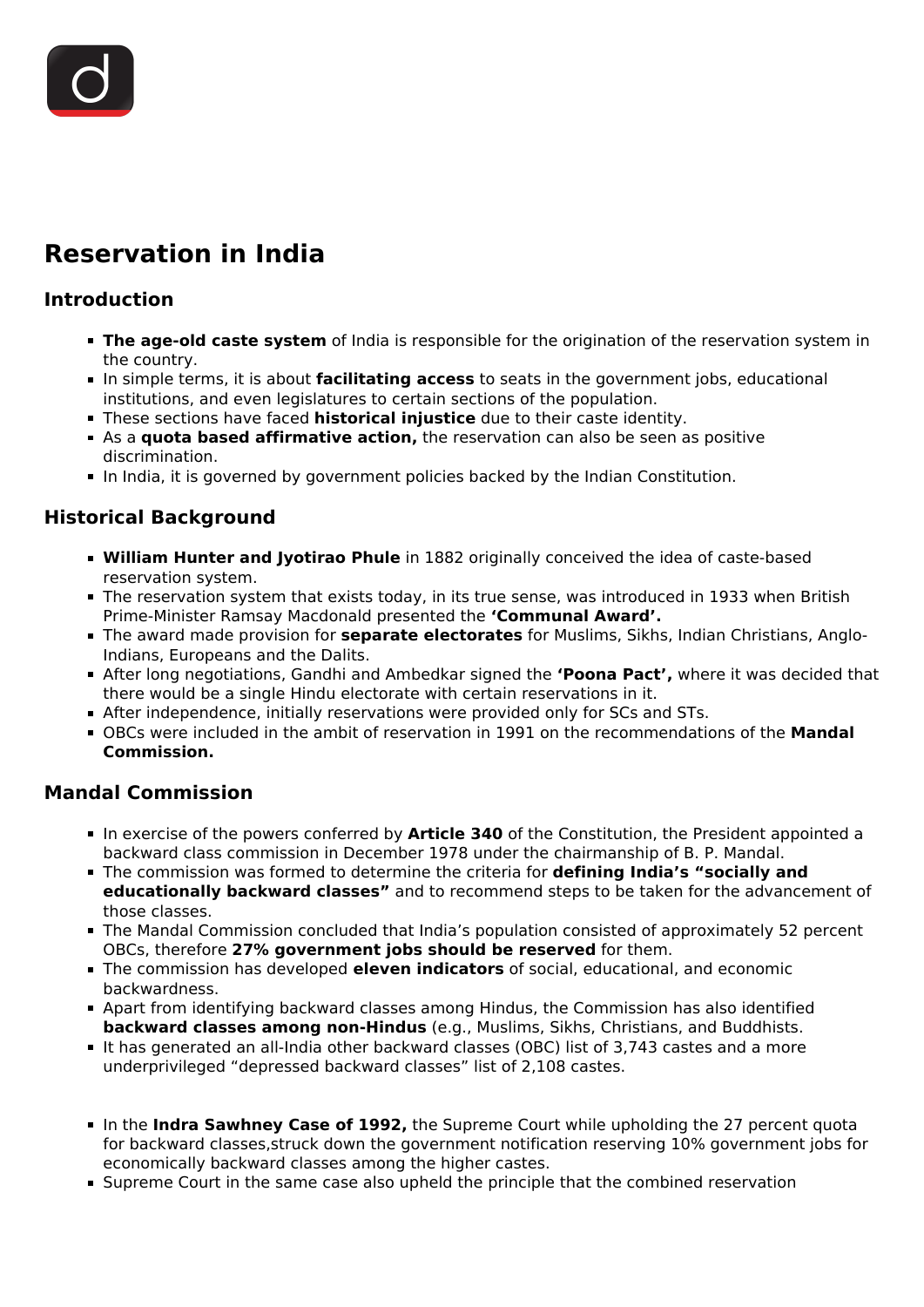# Reservation in India

## Introduction

- **The age-old caste system** of India is responsible for the origination of the reservation system in the country.
- In simple terms, it is about **facilitating access** to seats in the government jobs, educational institutions, and even legislatures to certain sections of the population.
- These sections have faced **historical injustice** due to their caste identity.
- As a **quota based affirmative action,** the reservation can also be seen as positive discrimination.
- In India, it is governed by government policies backed by the Indian Constitution.

## Historical Background

- **William Hunter and Jyotirao Phule** in 1882 originally conceived the idea of caste-based reservation system.
- The reservation system that exists today, in its true sense, was introduced in 1933 when British Prime-Minister Ramsay Macdonald presented the **'Communal Award'.**
- The award made provision for **separate electorates** for Muslims, Sikhs, Indian Christians, Anglo-Indians, Europeans and the Dalits.
- After long negotiations, Gandhi and Ambedkar signed the **'Poona Pact',** where it was decided that there would be a single Hindu electorate with certain reservations in it.
- After independence, initially reservations were provided only for SCs and STs.
- OBCs were included in the ambit of reservation in 1991 on the recommendations of the **Mandal Commission.**

## Mandal Commission

- In exercise of the powers conferred by **Article 340** of the Constitution, the President appointed a backward class commission in December 1978 under the chairmanship of B. P. Mandal.
- The commission was formed to determine the criteria for **defining India's "socially and educationally backward classes"** and to recommend steps to be taken for the advancement of those classes.
- The Mandal Commission concluded that India's population consisted of approximately 52 percent OBCs, therefore **27% government jobs should be reserved** for them.
- The commission has developed **eleven indicators** of social, educational, and economic backwardness.
- Apart from identifying backward classes among Hindus, the Commission has also identified **backward classes among non-Hindus** (e.g., Muslims, Sikhs, Christians, and Buddhists.
- It has generated an all-India other backward classes (OBC) list of 3,743 castes and a more underprivileged "depressed backward classes" list of 2,108 castes.

- In the **Indra Sawhney Case of 1992,** the Supreme Court while upholding the 27 percent quota for backward classes,struck down the government notification reserving 10% government jobs for economically backward classes among the higher castes.
- Supreme Court in the same case also upheld the principle that the combined reservation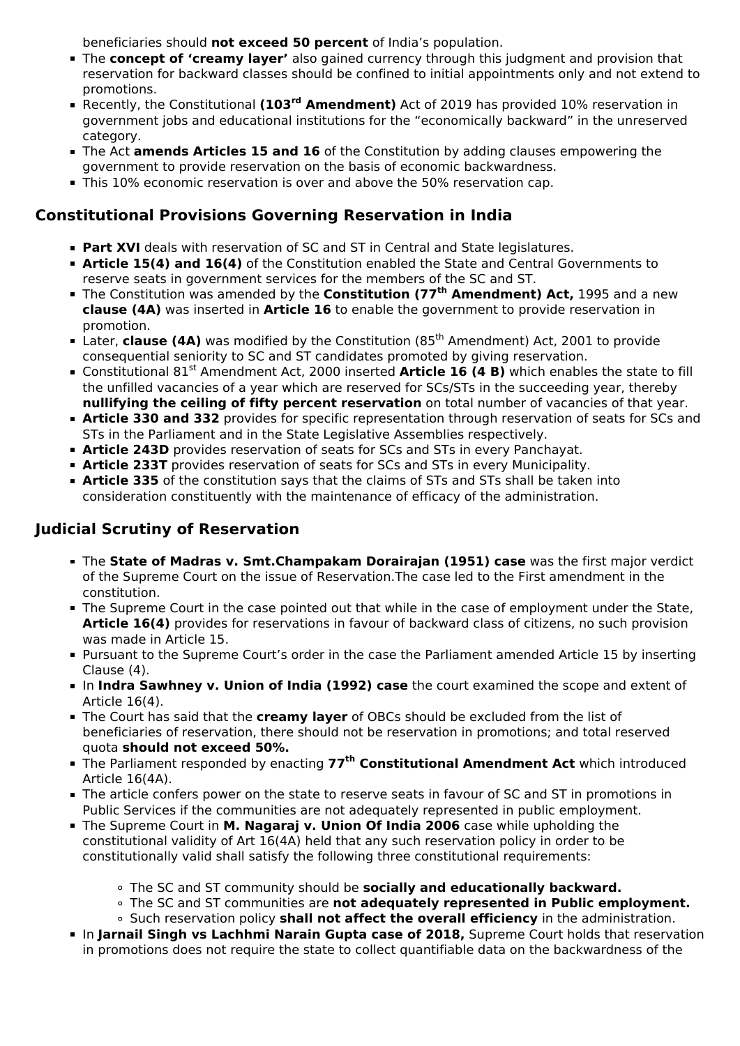beneficiaries should **not exceed 50 percent** of India's population.

- The **concept of 'creamy layer'** also gained currency through this judgment and provision that reservation for backward classes should be confined to initial appointments only and not extend to promotions.
- Recently, the Constitutional **(103rd Amendment)** Act of 2019 has provided 10% reservation in government jobs and educational institutions for the "economically backward" in the unreserved category.
- The Act **amends Articles 15 and 16** of the Constitution by adding clauses empowering the government to provide reservation on the basis of economic backwardness.
- This 10% economic reservation is over and above the 50% reservation cap.

## Constitutional Provisions Governing Reservation in India

- **Part XVI** deals with reservation of SC and ST in Central and State legislatures.
- **Article 15(4) and 16(4)** of the Constitution enabled the State and Central Governments to reserve seats in government services for the members of the SC and ST.
- The Constitution was amended by the **Constitution (77th Amendment) Act,** 1995 and a new **clause (4A)** was inserted in **Article 16** to enable the government to provide reservation in promotion.
- Later, **clause (4A)** was modified by the Constitution (85th Amendment) Act, 2001 to provide consequential seniority to SC and ST candidates promoted by giving reservation.
- Constitutional 81st Amendment Act, 2000 inserted **Article 16 (4 B)** which enables the state to fill the unfilled vacancies of a year which are reserved for SCs/STs in the succeeding year, thereby **nullifying the ceiling of fifty percent reservation** on total number of vacancies of that year.
- **Article 330 and 332** provides for specific representation through reservation of seats for SCs and STs in the Parliament and in the State Legislative Assemblies respectively.
- **Article 243D** provides reservation of seats for SCs and STs in every Panchayat.
- **Article 233T** provides reservation of seats for SCs and STs in every Municipality.
- **Article 335** of the constitution says that the claims of STs and STs shall be taken into consideration constituently with the maintenance of efficacy of the administration.

## Judicial Scrutiny of Reservation

- The **State of Madras v. Smt.Champakam Dorairajan (1951) case** was the first major verdict of the Supreme Court on the issue of Reservation.The case led to the First amendment in the constitution.
- The Supreme Court in the case pointed out that while in the case of employment under the State, **Article 16(4)** provides for reservations in favour of backward class of citizens, no such provision was made in Article 15.
- Pursuant to the Supreme Court's order in the case the Parliament amended Article 15 by inserting Clause (4).
- In **Indra Sawhney v. Union of India (1992) case** the court examined the scope and extent of Article 16(4).
- The Court has said that the **creamy layer** of OBCs should be excluded from the list of beneficiaries of reservation, there should not be reservation in promotions; and total reserved quota **should not exceed 50%.**
- The Parliament responded by enacting **77th Constitutional Amendment Act** which introduced Article 16(4A).
- The article confers power on the state to reserve seats in favour of SC and ST in promotions in Public Services if the communities are not adequately represented in public employment.
- The Supreme Court in **M. Nagaraj v. Union Of India 2006** case while upholding the constitutional validity of Art 16(4A) held that any such reservation policy in order to be constitutionally valid shall satisfy the following three constitutional requirements:
    - The SC and ST community should be **socially and educationally backward.**
    - The SC and ST communities are **not adequately represented in Public employment.**
    - Such reservation policy **shall not affect the overall efficiency** in the administration.
- In **Jarnail Singh vs Lachhmi Narain Gupta case of 2018,** Supreme Court holds that reservation in promotions does not require the state to collect quantifiable data on the backwardness of the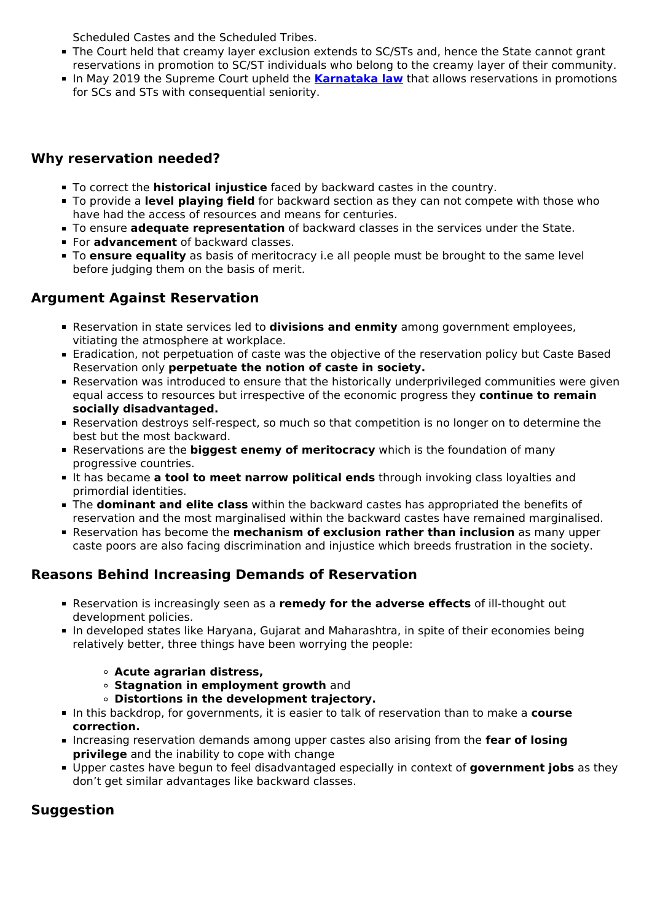Scheduled Castes and the Scheduled Tribes.

- The Court held that creamy layer exclusion extends to SC/STs and, hence the State cannot grant reservations in promotion to SC/ST individuals who belong to the creamy layer of their community.
- In May 2019 the Supreme Court upheld the **Karnataka law** that allows reservations in promotions for SCs and STs with consequential seniority.

## Why reservation needed?

- To correct the **historical injustice** faced by backward castes in the country.
- To provide a **level playing field** for backward section as they can not compete with those who have had the access of resources and means for centuries.
- To ensure **adequate representation** of backward classes in the services under the State.
- For **advancement** of backward classes.
- To **ensure equality** as basis of meritocracy i.e all people must be brought to the same level before judging them on the basis of merit.

## Argument Against Reservation

- Reservation in state services led to **divisions and enmity** among government employees, vitiating the atmosphere at workplace.
- Eradication, not perpetuation of caste was the objective of the reservation policy but Caste Based Reservation only **perpetuate the notion of caste in society.**
- Reservation was introduced to ensure that the historically underprivileged communities were given equal access to resources but irrespective of the economic progress they **continue to remain socially disadvantaged.**
- Reservation destroys self-respect, so much so that competition is no longer on to determine the best but the most backward.
- Reservations are the **biggest enemy of meritocracy** which is the foundation of many progressive countries.
- It has became **a tool to meet narrow political ends** through invoking class loyalties and primordial identities.
- The **dominant and elite class** within the backward castes has appropriated the benefits of reservation and the most marginalised within the backward castes have remained marginalised.
- Reservation has become the **mechanism of exclusion rather than inclusion** as many upper caste poors are also facing discrimination and injustice which breeds frustration in the society.

## Reasons Behind Increasing Demands of Reservation

- Reservation is increasingly seen as a **remedy for the adverse effects** of ill-thought out development policies.
- In developed states like Haryana, Gujarat and Maharashtra, in spite of their economies being relatively better, three things have been worrying the people:
  - **Acute agrarian distress,**
  - **Stagnation in employment growth** and
  - **Distortions in the development trajectory.**
- In this backdrop, for governments, it is easier to talk of reservation than to make a **course correction.**
- Increasing reservation demands among upper castes also arising from the **fear of losing privilege** and the inability to cope with change
- Upper castes have begun to feel disadvantaged especially in context of **government jobs** as they don't get similar advantages like backward classes.

## Suggestion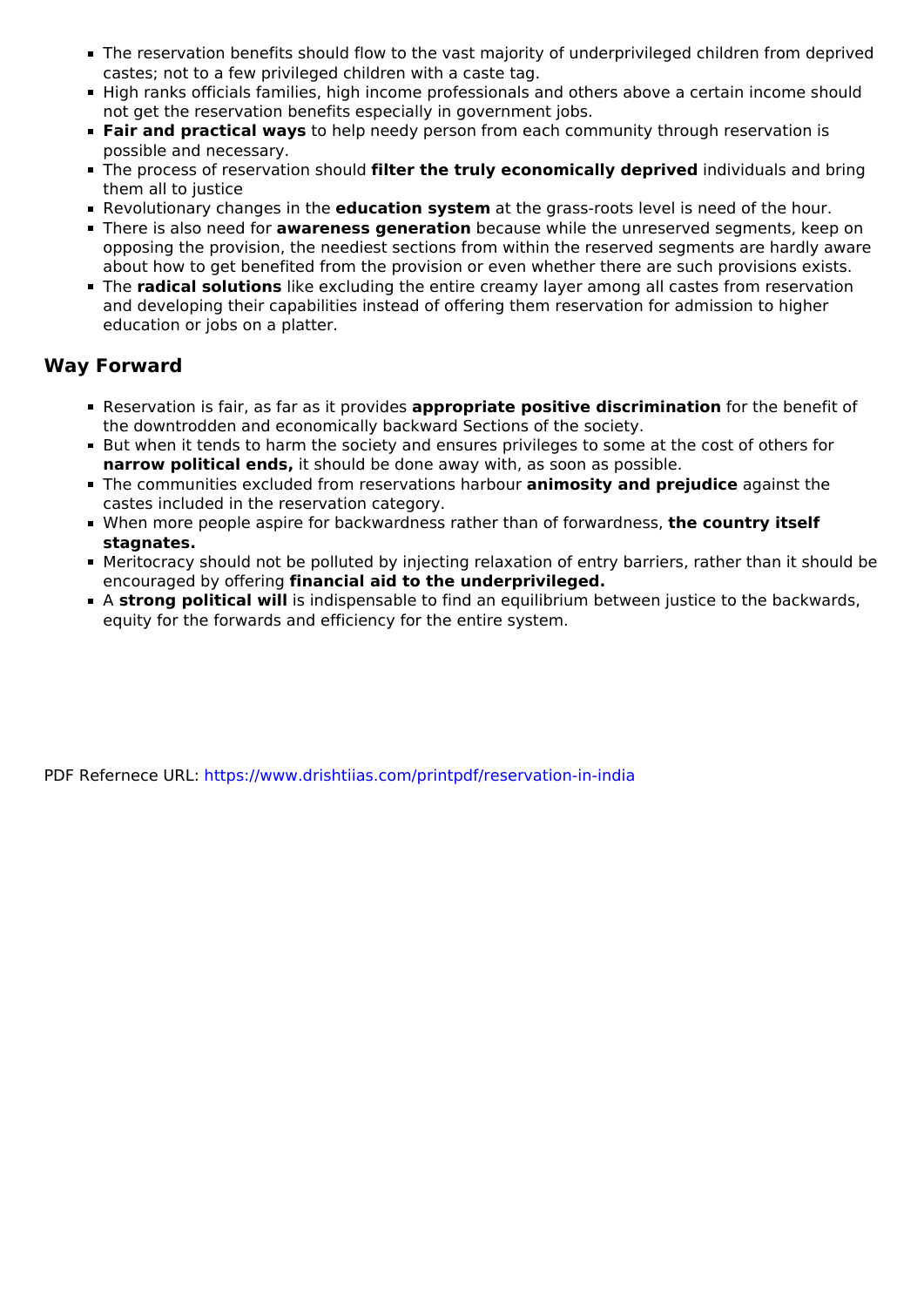- The reservation benefits should flow to the vast majority of underprivileged children from deprived castes; not to a few privileged children with a caste tag.
- High ranks officials families, high income professionals and others above a certain income should not get the reservation benefits especially in government jobs.
- **Fair and practical ways** to help needy person from each community through reservation is possible and necessary.
- The process of reservation should **filter the truly economically deprived** individuals and bring them all to justice
- Revolutionary changes in the **education system** at the grass-roots level is need of the hour.
- There is also need for **awareness generation** because while the unreserved segments, keep on opposing the provision, the neediest sections from within the reserved segments are hardly aware about how to get benefited from the provision or even whether there are such provisions exists.
- The **radical solutions** like excluding the entire creamy layer among all castes from reservation and developing their capabilities instead of offering them reservation for admission to higher education or jobs on a platter.

## Way Forward

- Reservation is fair, as far as it provides **appropriate positive discrimination** for the benefit of the downtrodden and economically backward Sections of the society.
- But when it tends to harm the society and ensures privileges to some at the cost of others for **narrow political ends,** it should be done away with, as soon as possible.
- The communities excluded from reservations harbour **animosity and prejudice** against the castes included in the reservation category.
- When more people aspire for backwardness rather than of forwardness, **the country itself stagnates.**
- Meritocracy should not be polluted by injecting relaxation of entry barriers, rather than it should be encouraged by offering **financial aid to the underprivileged.**
- A **strong political will** is indispensable to find an equilibrium between justice to the backwards, equity for the forwards and efficiency for the entire system.

PDF Refernece URL: https://www.drishtiias.com/printpdf/reservation-in-india